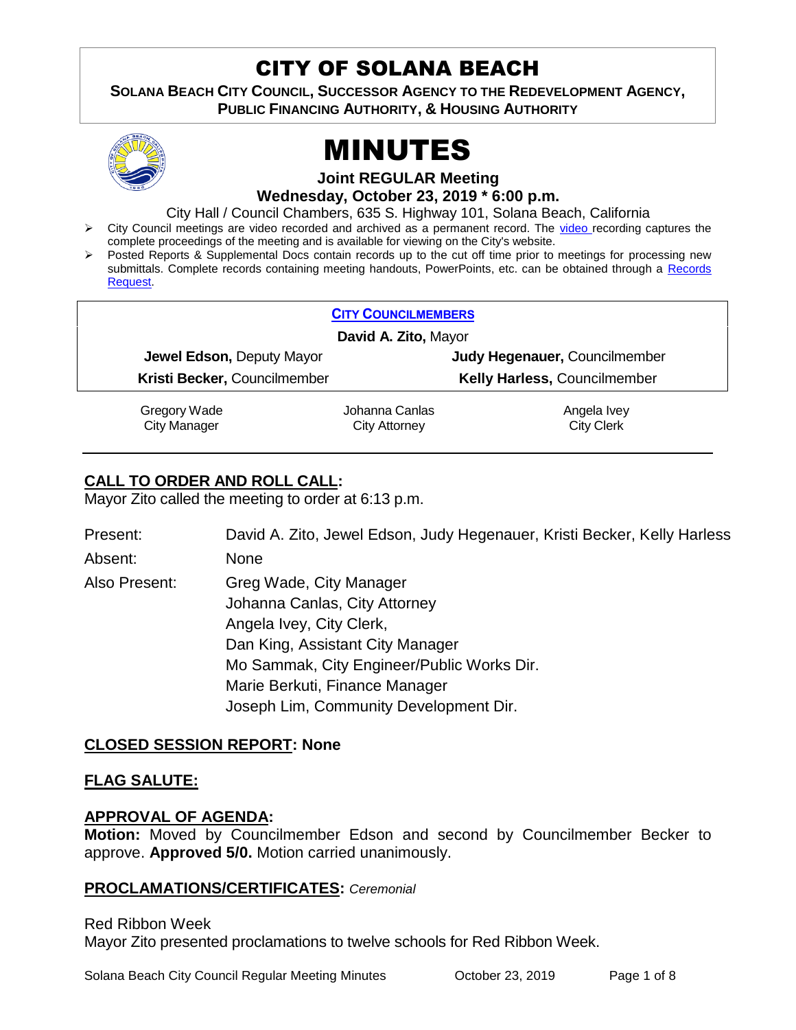# CITY OF SOLANA BEACH

**SOLANA BEACH CITY COUNCIL, SUCCESSOR AGENCY TO THE REDEVELOPMENT AGENCY, PUBLIC FINANCING AUTHORITY, & HOUSING AUTHORITY**

# MINUTES

**Joint REGULAR Meeting**
**Wednesday, October 23, 2019 * 6:00 p.m.**

City Hall / Council Chambers, 635 S. Highway 101, Solana Beach, California

- City Council meetings are video recorded and archived as a permanent record. The video recording captures the complete proceedings of the meeting and is available for viewing on the City's website.
- Posted Reports & Supplemental Docs contain records up to the cut off time prior to meetings for processing new submittals. Complete records containing meeting handouts, PowerPoints, etc. can be obtained through a Records Request.

**CITY COUNCILMEMBERS**

**David A. Zito,** Mayor

| | |
|---|---|
| **Jewel Edson,** Deputy Mayor | **Judy Hegenauer,** Councilmember |
| **Kristi Becker,** Councilmember | **Kelly Harless,** Councilmember |

| | | |
|---|---|---|
| Gregory Wade<br>City Manager | Johanna Canlas<br>City Attorney | Angela Ivey<br>City Clerk |

## CALL TO ORDER AND ROLL CALL:

Mayor Zito called the meeting to order at 6:13 p.m.

| | |
|---|---|
| Present: | David A. Zito, Jewel Edson, Judy Hegenauer, Kristi Becker, Kelly Harless |
| Absent: | None |
| Also Present: | Greg Wade, City Manager<br>Johanna Canlas, City Attorney<br>Angela Ivey, City Clerk,<br>Dan King, Assistant City Manager<br>Mo Sammak, City Engineer/Public Works Dir.<br>Marie Berkuti, Finance Manager<br>Joseph Lim, Community Development Dir. |

## CLOSED SESSION REPORT: None

## FLAG SALUTE:

## APPROVAL OF AGENDA:

**Motion:** Moved by Councilmember Edson and second by Councilmember Becker to approve. **Approved 5/0.** Motion carried unanimously.

## PROCLAMATIONS/CERTIFICATES: *Ceremonial*

Red Ribbon Week

Mayor Zito presented proclamations to twelve schools for Red Ribbon Week.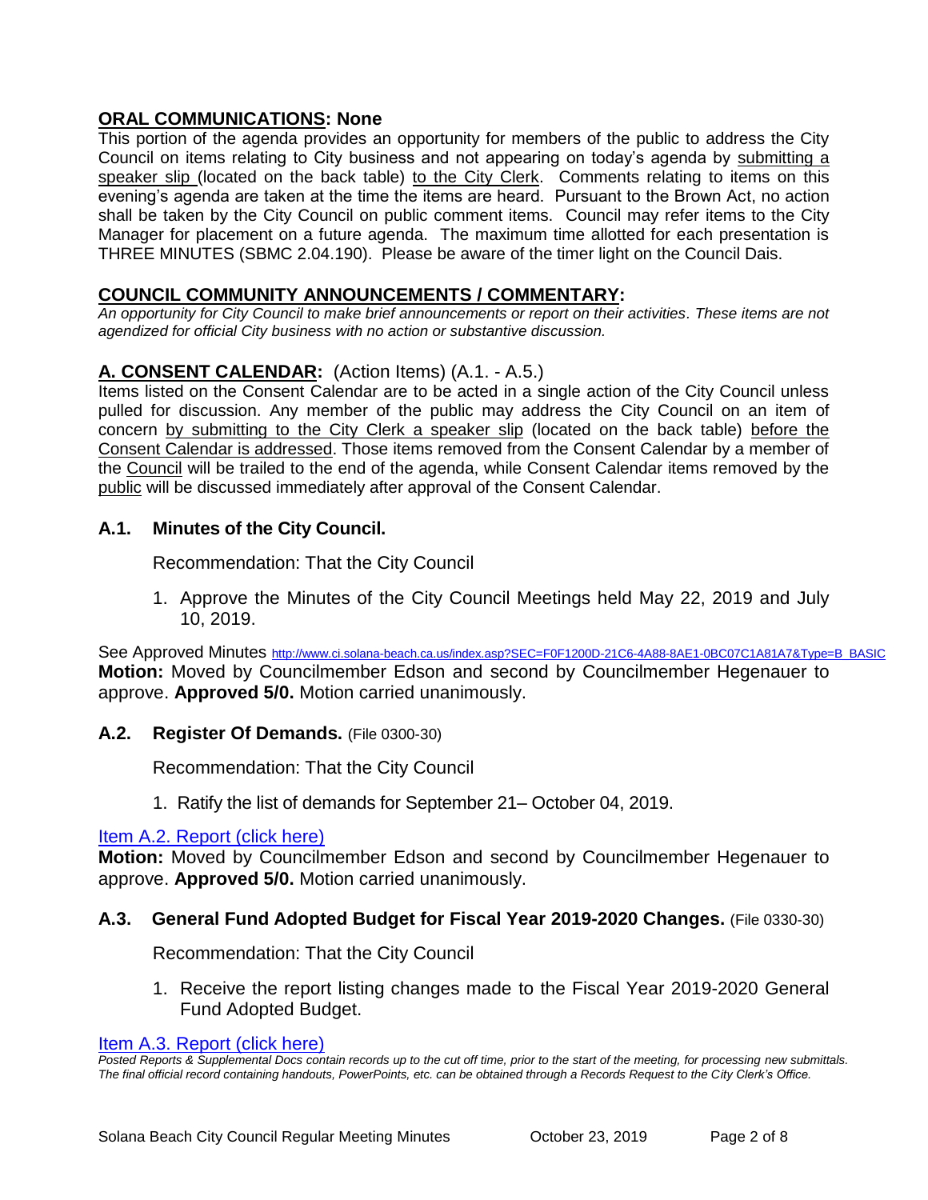## **ORAL COMMUNICATIONS: None**

This portion of the agenda provides an opportunity for members of the public to address the City Council on items relating to City business and not appearing on today's agenda by submitting a speaker slip (located on the back table) to the City Clerk. Comments relating to items on this evening's agenda are taken at the time the items are heard. Pursuant to the Brown Act, no action shall be taken by the City Council on public comment items. Council may refer items to the City Manager for placement on a future agenda. The maximum time allotted for each presentation is THREE MINUTES (SBMC 2.04.190). Please be aware of the timer light on the Council Dais.

## **COUNCIL COMMUNITY ANNOUNCEMENTS / COMMENTARY:**

*An opportunity for City Council to make brief announcements or report on their activities. These items are not agendized for official City business with no action or substantive discussion.*

## **A. CONSENT CALENDAR:** (Action Items) (A.1. - A.5.)

Items listed on the Consent Calendar are to be acted in a single action of the City Council unless pulled for discussion. Any member of the public may address the City Council on an item of concern by submitting to the City Clerk a speaker slip (located on the back table) before the Consent Calendar is addressed. Those items removed from the Consent Calendar by a member of the Council will be trailed to the end of the agenda, while Consent Calendar items removed by the public will be discussed immediately after approval of the Consent Calendar.

### **A.1. Minutes of the City Council.**

Recommendation: That the City Council

1. Approve the Minutes of the City Council Meetings held May 22, 2019 and July 10, 2019.

See Approved Minutes http://www.ci.solana-beach.ca.us/index.asp?SEC=F0F1200D-21C6-4A88-8AE1-0BC07C1A81A7&Type=B_BASIC

**Motion:** Moved by Councilmember Edson and second by Councilmember Hegenauer to approve. **Approved 5/0.** Motion carried unanimously.

### **A.2. Register Of Demands.** (File 0300-30)

Recommendation: That the City Council

1. Ratify the list of demands for September 21– October 04, 2019.

Item A.2. Report (click here)

**Motion:** Moved by Councilmember Edson and second by Councilmember Hegenauer to approve. **Approved 5/0.** Motion carried unanimously.

### **A.3. General Fund Adopted Budget for Fiscal Year 2019-2020 Changes.** (File 0330-30)

Recommendation: That the City Council

1. Receive the report listing changes made to the Fiscal Year 2019-2020 General Fund Adopted Budget.

Item A.3. Report (click here)

*Posted Reports & Supplemental Docs contain records up to the cut off time, prior to the start of the meeting, for processing new submittals. The final official record containing handouts, PowerPoints, etc. can be obtained through a Records Request to the City Clerk's Office.*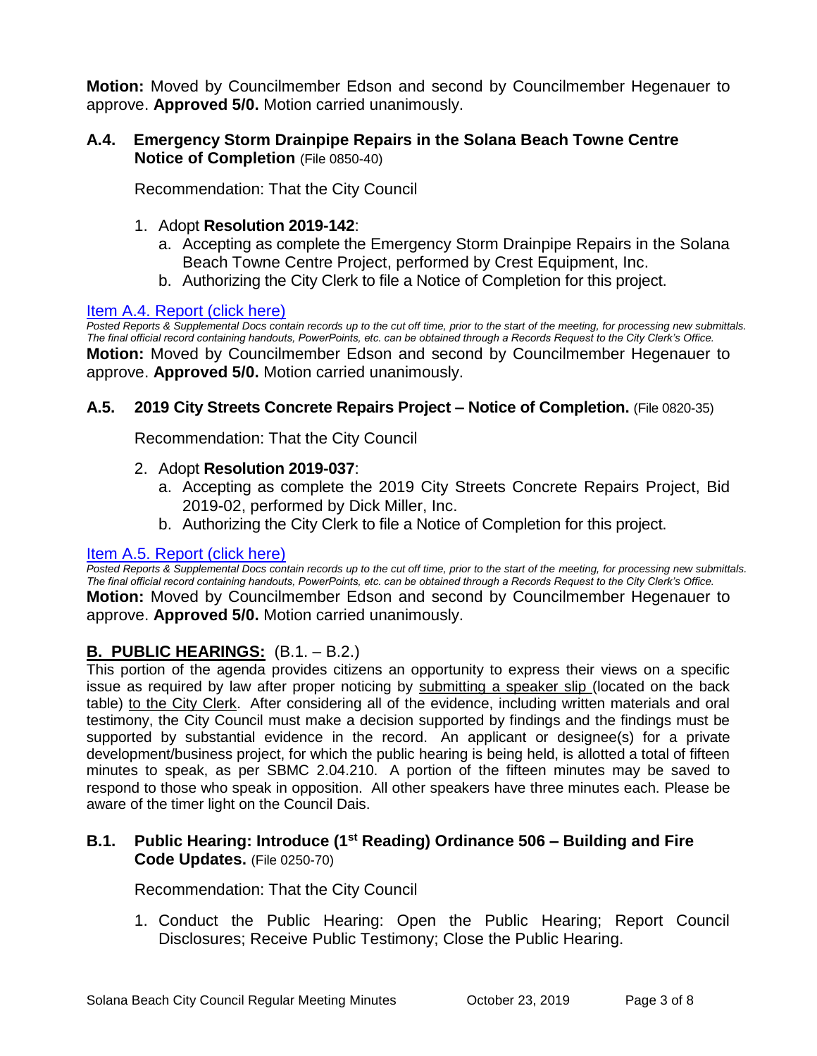**Motion:** Moved by Councilmember Edson and second by Councilmember Hegenauer to approve. **Approved 5/0.** Motion carried unanimously.

### A.4. Emergency Storm Drainpipe Repairs in the Solana Beach Towne Centre Notice of Completion (File 0850-40)

Recommendation: That the City Council

1. Adopt **Resolution 2019-142**:
   a. Accepting as complete the Emergency Storm Drainpipe Repairs in the Solana Beach Towne Centre Project, performed by Crest Equipment, Inc.
   b. Authorizing the City Clerk to file a Notice of Completion for this project.

Item A.4. Report (click here)

*Posted Reports & Supplemental Docs contain records up to the cut off time, prior to the start of the meeting, for processing new submittals. The final official record containing handouts, PowerPoints, etc. can be obtained through a Records Request to the City Clerk's Office.*

**Motion:** Moved by Councilmember Edson and second by Councilmember Hegenauer to approve. **Approved 5/0.** Motion carried unanimously.

### A.5. 2019 City Streets Concrete Repairs Project – Notice of Completion. (File 0820-35)

Recommendation: That the City Council

2. Adopt **Resolution 2019-037**:
   a. Accepting as complete the 2019 City Streets Concrete Repairs Project, Bid 2019-02, performed by Dick Miller, Inc.
   b. Authorizing the City Clerk to file a Notice of Completion for this project.

Item A.5. Report (click here)

*Posted Reports & Supplemental Docs contain records up to the cut off time, prior to the start of the meeting, for processing new submittals. The final official record containing handouts, PowerPoints, etc. can be obtained through a Records Request to the City Clerk's Office.*

**Motion:** Moved by Councilmember Edson and second by Councilmember Hegenauer to approve. **Approved 5/0.** Motion carried unanimously.

## B. PUBLIC HEARINGS: (B.1. – B.2.)

This portion of the agenda provides citizens an opportunity to express their views on a specific issue as required by law after proper noticing by submitting a speaker slip (located on the back table) to the City Clerk. After considering all of the evidence, including written materials and oral testimony, the City Council must make a decision supported by findings and the findings must be supported by substantial evidence in the record. An applicant or designee(s) for a private development/business project, for which the public hearing is being held, is allotted a total of fifteen minutes to speak, as per SBMC 2.04.210. A portion of the fifteen minutes may be saved to respond to those who speak in opposition. All other speakers have three minutes each. Please be aware of the timer light on the Council Dais.

### B.1. Public Hearing: Introduce (1st Reading) Ordinance 506 – Building and Fire Code Updates. (File 0250-70)

Recommendation: That the City Council

1. Conduct the Public Hearing: Open the Public Hearing; Report Council Disclosures; Receive Public Testimony; Close the Public Hearing.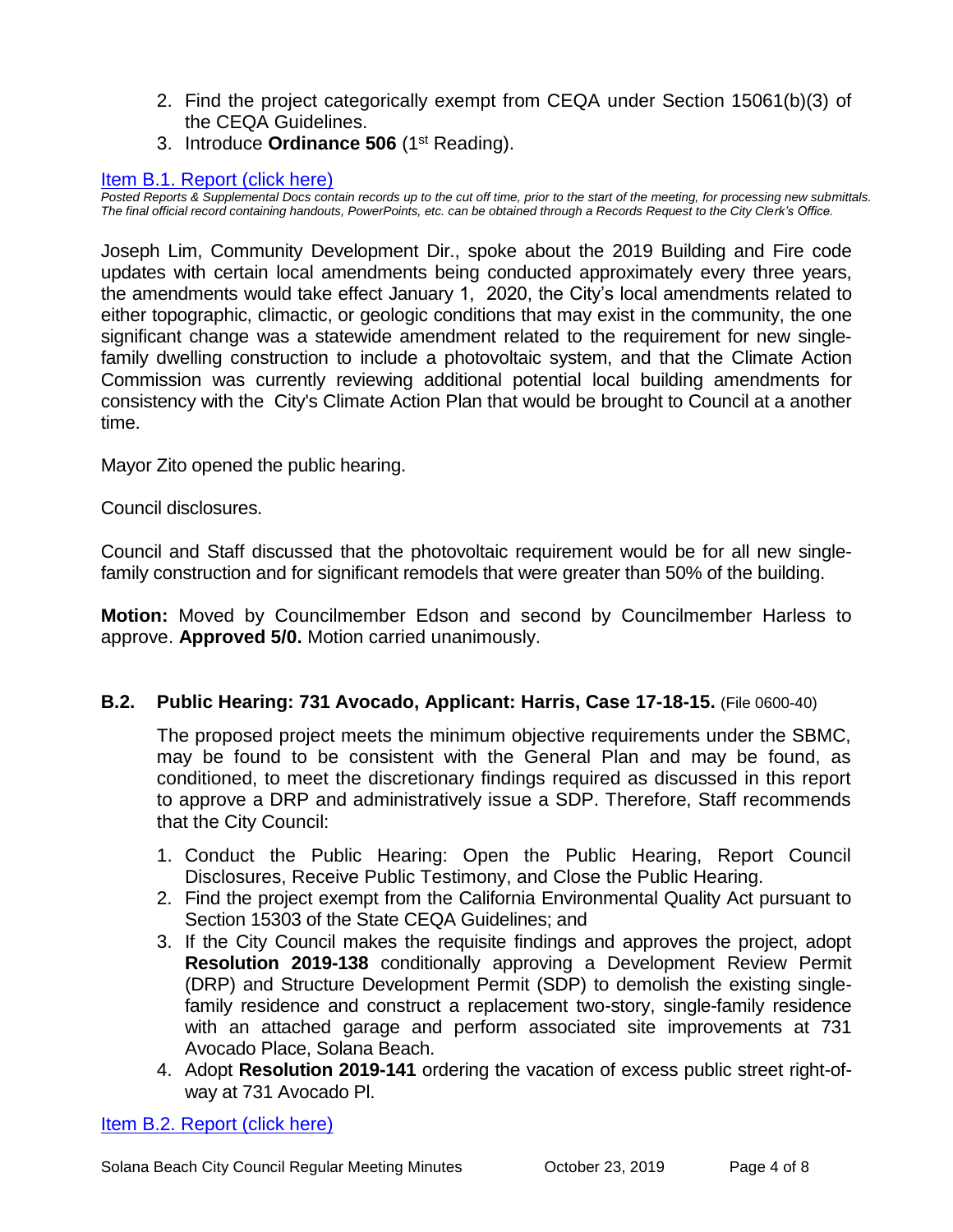2. Find the project categorically exempt from CEQA under Section 15061(b)(3) of the CEQA Guidelines.
3. Introduce **Ordinance 506** (1st Reading).

[Item B.1. Report (click here)](#)

*Posted Reports & Supplemental Docs contain records up to the cut off time, prior to the start of the meeting, for processing new submittals. The final official record containing handouts, PowerPoints, etc. can be obtained through a Records Request to the City Clerk's Office.*

Joseph Lim, Community Development Dir., spoke about the 2019 Building and Fire code updates with certain local amendments being conducted approximately every three years, the amendments would take effect January 1, 2020, the City's local amendments related to either topographic, climactic, or geologic conditions that may exist in the community, the one significant change was a statewide amendment related to the requirement for new single-family dwelling construction to include a photovoltaic system, and that the Climate Action Commission was currently reviewing additional potential local building amendments for consistency with the City's Climate Action Plan that would be brought to Council at a another time.

Mayor Zito opened the public hearing.

Council disclosures.

Council and Staff discussed that the photovoltaic requirement would be for all new single-family construction and for significant remodels that were greater than 50% of the building.

**Motion:** Moved by Councilmember Edson and second by Councilmember Harless to approve. **Approved 5/0.** Motion carried unanimously.

### B.2. Public Hearing: 731 Avocado, Applicant: Harris, Case 17-18-15. (File 0600-40)

The proposed project meets the minimum objective requirements under the SBMC, may be found to be consistent with the General Plan and may be found, as conditioned, to meet the discretionary findings required as discussed in this report to approve a DRP and administratively issue a SDP. Therefore, Staff recommends that the City Council:

1. Conduct the Public Hearing: Open the Public Hearing, Report Council Disclosures, Receive Public Testimony, and Close the Public Hearing.
2. Find the project exempt from the California Environmental Quality Act pursuant to Section 15303 of the State CEQA Guidelines; and
3. If the City Council makes the requisite findings and approves the project, adopt **Resolution 2019-138** conditionally approving a Development Review Permit (DRP) and Structure Development Permit (SDP) to demolish the existing single-family residence and construct a replacement two-story, single-family residence with an attached garage and perform associated site improvements at 731 Avocado Place, Solana Beach.
4. Adopt **Resolution 2019-141** ordering the vacation of excess public street right-of-way at 731 Avocado Pl.

[Item B.2. Report (click here)](#)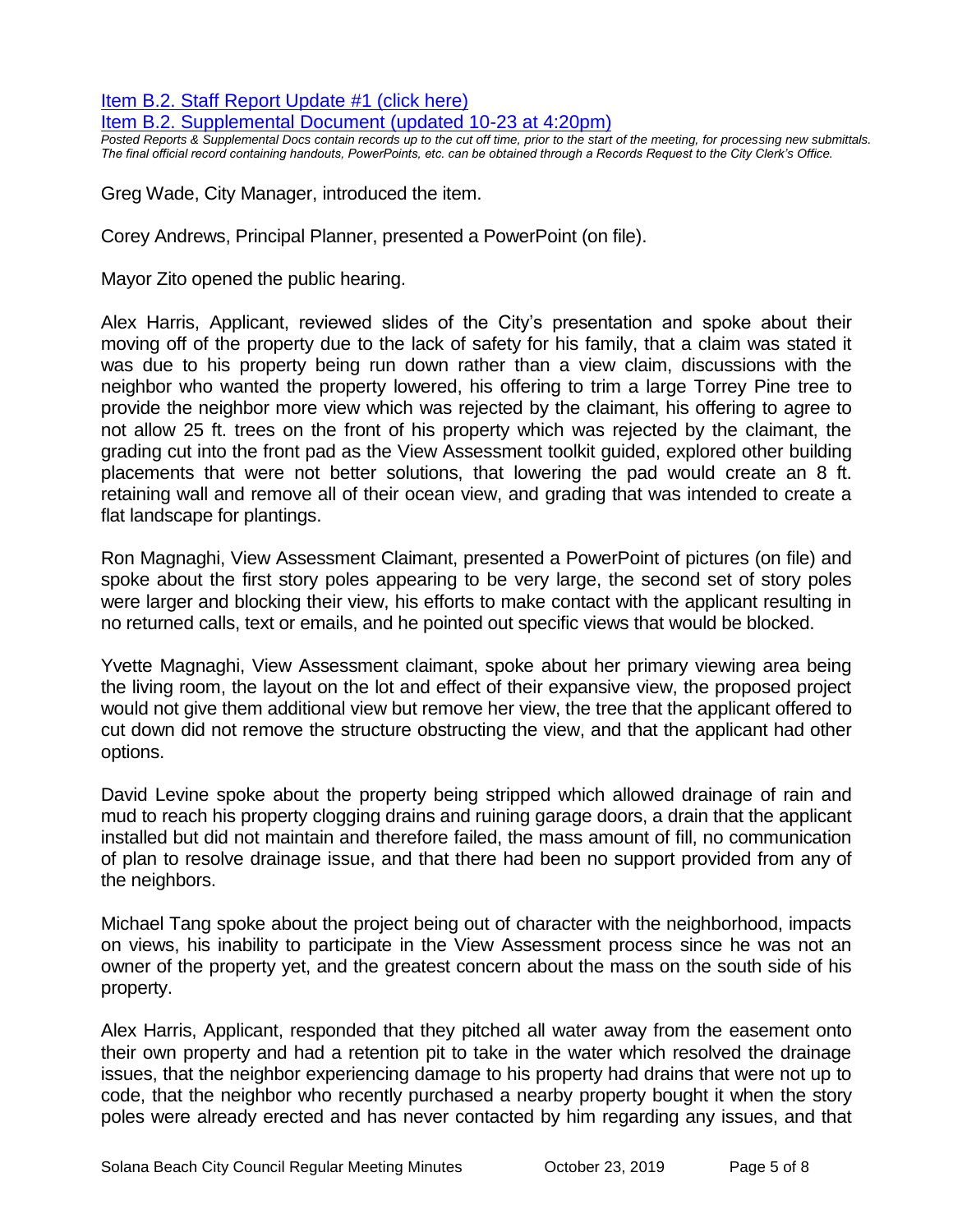[Item B.2. Staff Report Update #1 (click here)]
[Item B.2. Supplemental Document (updated 10-23 at 4:20pm)]

*Posted Reports & Supplemental Docs contain records up to the cut off time, prior to the start of the meeting, for processing new submittals. The final official record containing handouts, PowerPoints, etc. can be obtained through a Records Request to the City Clerk's Office.*

Greg Wade, City Manager, introduced the item.

Corey Andrews, Principal Planner, presented a PowerPoint (on file).

Mayor Zito opened the public hearing.

Alex Harris, Applicant, reviewed slides of the City's presentation and spoke about their moving off of the property due to the lack of safety for his family, that a claim was stated it was due to his property being run down rather than a view claim, discussions with the neighbor who wanted the property lowered, his offering to trim a large Torrey Pine tree to provide the neighbor more view which was rejected by the claimant, his offering to agree to not allow 25 ft. trees on the front of his property which was rejected by the claimant, the grading cut into the front pad as the View Assessment toolkit guided, explored other building placements that were not better solutions, that lowering the pad would create an 8 ft. retaining wall and remove all of their ocean view, and grading that was intended to create a flat landscape for plantings.

Ron Magnaghi, View Assessment Claimant, presented a PowerPoint of pictures (on file) and spoke about the first story poles appearing to be very large, the second set of story poles were larger and blocking their view, his efforts to make contact with the applicant resulting in no returned calls, text or emails, and he pointed out specific views that would be blocked.

Yvette Magnaghi, View Assessment claimant, spoke about her primary viewing area being the living room, the layout on the lot and effect of their expansive view, the proposed project would not give them additional view but remove her view, the tree that the applicant offered to cut down did not remove the structure obstructing the view, and that the applicant had other options.

David Levine spoke about the property being stripped which allowed drainage of rain and mud to reach his property clogging drains and ruining garage doors, a drain that the applicant installed but did not maintain and therefore failed, the mass amount of fill, no communication of plan to resolve drainage issue, and that there had been no support provided from any of the neighbors.

Michael Tang spoke about the project being out of character with the neighborhood, impacts on views, his inability to participate in the View Assessment process since he was not an owner of the property yet, and the greatest concern about the mass on the south side of his property.

Alex Harris, Applicant, responded that they pitched all water away from the easement onto their own property and had a retention pit to take in the water which resolved the drainage issues, that the neighbor experiencing damage to his property had drains that were not up to code, that the neighbor who recently purchased a nearby property bought it when the story poles were already erected and has never contacted by him regarding any issues, and that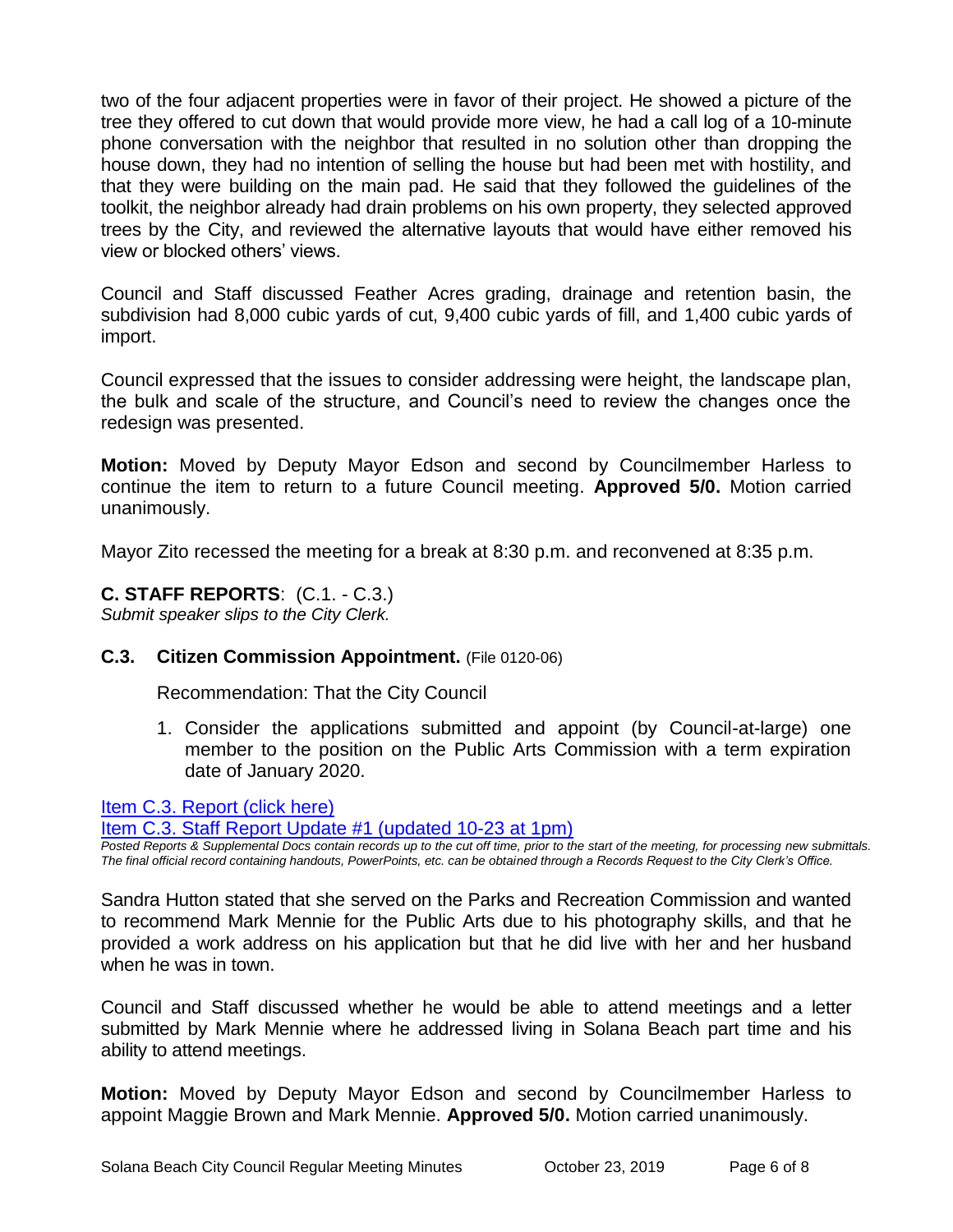two of the four adjacent properties were in favor of their project. He showed a picture of the tree they offered to cut down that would provide more view, he had a call log of a 10-minute phone conversation with the neighbor that resulted in no solution other than dropping the house down, they had no intention of selling the house but had been met with hostility, and that they were building on the main pad. He said that they followed the guidelines of the toolkit, the neighbor already had drain problems on his own property, they selected approved trees by the City, and reviewed the alternative layouts that would have either removed his view or blocked others' views.

Council and Staff discussed Feather Acres grading, drainage and retention basin, the subdivision had 8,000 cubic yards of cut, 9,400 cubic yards of fill, and 1,400 cubic yards of import.

Council expressed that the issues to consider addressing were height, the landscape plan, the bulk and scale of the structure, and Council's need to review the changes once the redesign was presented.

**Motion:** Moved by Deputy Mayor Edson and second by Councilmember Harless to continue the item to return to a future Council meeting. **Approved 5/0.** Motion carried unanimously.

Mayor Zito recessed the meeting for a break at 8:30 p.m. and reconvened at 8:35 p.m.

## C. STAFF REPORTS: (C.1. - C.3.)

*Submit speaker slips to the City Clerk.*

### C.3. Citizen Commission Appointment. (File 0120-06)

Recommendation: That the City Council

1. Consider the applications submitted and appoint (by Council-at-large) one member to the position on the Public Arts Commission with a term expiration date of January 2020.

[Item C.3. Report (click here)]

[Item C.3. Staff Report Update #1 (updated 10-23 at 1pm)]

*Posted Reports & Supplemental Docs contain records up to the cut off time, prior to the start of the meeting, for processing new submittals. The final official record containing handouts, PowerPoints, etc. can be obtained through a Records Request to the City Clerk's Office.*

Sandra Hutton stated that she served on the Parks and Recreation Commission and wanted to recommend Mark Mennie for the Public Arts due to his photography skills, and that he provided a work address on his application but that he did live with her and her husband when he was in town.

Council and Staff discussed whether he would be able to attend meetings and a letter submitted by Mark Mennie where he addressed living in Solana Beach part time and his ability to attend meetings.

**Motion:** Moved by Deputy Mayor Edson and second by Councilmember Harless to appoint Maggie Brown and Mark Mennie. **Approved 5/0.** Motion carried unanimously.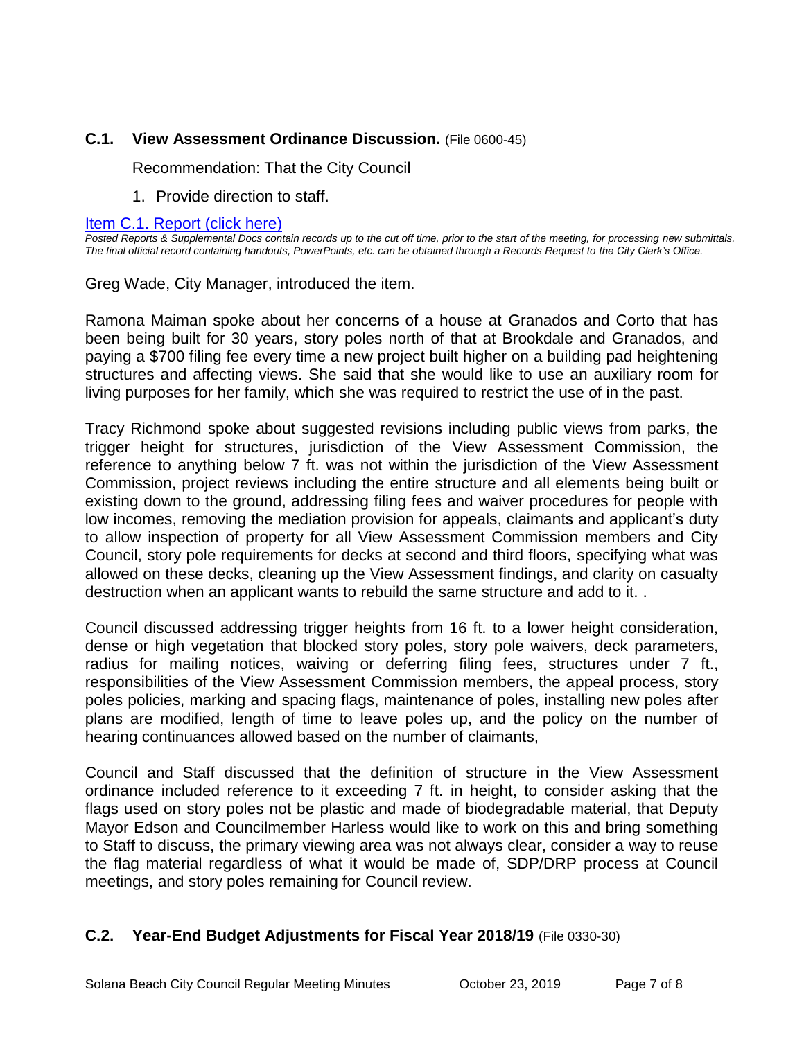### **C.1. View Assessment Ordinance Discussion.** (File 0600-45)

Recommendation: That the City Council

1. Provide direction to staff.

[Item C.1. Report (click here)](#)

*Posted Reports & Supplemental Docs contain records up to the cut off time, prior to the start of the meeting, for processing new submittals. The final official record containing handouts, PowerPoints, etc. can be obtained through a Records Request to the City Clerk's Office.*

Greg Wade, City Manager, introduced the item.

Ramona Maiman spoke about her concerns of a house at Granados and Corto that has been being built for 30 years, story poles north of that at Brookdale and Granados, and paying a $700 filing fee every time a new project built higher on a building pad heightening structures and affecting views. She said that she would like to use an auxiliary room for living purposes for her family, which she was required to restrict the use of in the past.

Tracy Richmond spoke about suggested revisions including public views from parks, the trigger height for structures, jurisdiction of the View Assessment Commission, the reference to anything below 7 ft. was not within the jurisdiction of the View Assessment Commission, project reviews including the entire structure and all elements being built or existing down to the ground, addressing filing fees and waiver procedures for people with low incomes, removing the mediation provision for appeals, claimants and applicant's duty to allow inspection of property for all View Assessment Commission members and City Council, story pole requirements for decks at second and third floors, specifying what was allowed on these decks, cleaning up the View Assessment findings, and clarity on casualty destruction when an applicant wants to rebuild the same structure and add to it. .

Council discussed addressing trigger heights from 16 ft. to a lower height consideration, dense or high vegetation that blocked story poles, story pole waivers, deck parameters, radius for mailing notices, waiving or deferring filing fees, structures under 7 ft., responsibilities of the View Assessment Commission members, the appeal process, story poles policies, marking and spacing flags, maintenance of poles, installing new poles after plans are modified, length of time to leave poles up, and the policy on the number of hearing continuances allowed based on the number of claimants,

Council and Staff discussed that the definition of structure in the View Assessment ordinance included reference to it exceeding 7 ft. in height, to consider asking that the flags used on story poles not be plastic and made of biodegradable material, that Deputy Mayor Edson and Councilmember Harless would like to work on this and bring something to Staff to discuss, the primary viewing area was not always clear, consider a way to reuse the flag material regardless of what it would be made of, SDP/DRP process at Council meetings, and story poles remaining for Council review.

### **C.2. Year-End Budget Adjustments for Fiscal Year 2018/19** (File 0330-30)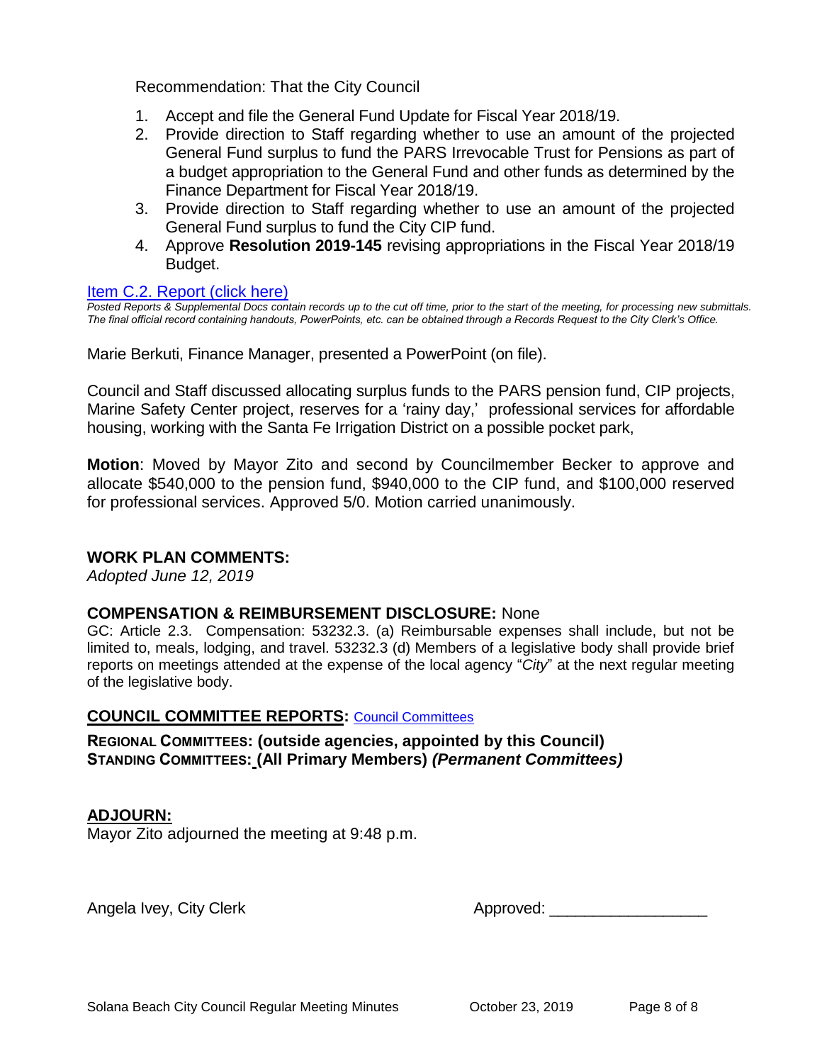Recommendation: That the City Council

1. Accept and file the General Fund Update for Fiscal Year 2018/19.
2. Provide direction to Staff regarding whether to use an amount of the projected General Fund surplus to fund the PARS Irrevocable Trust for Pensions as part of a budget appropriation to the General Fund and other funds as determined by the Finance Department for Fiscal Year 2018/19.
3. Provide direction to Staff regarding whether to use an amount of the projected General Fund surplus to fund the City CIP fund.
4. Approve **Resolution 2019-145** revising appropriations in the Fiscal Year 2018/19 Budget.

[Item C.2. Report (click here)]

*Posted Reports & Supplemental Docs contain records up to the cut off time, prior to the start of the meeting, for processing new submittals. The final official record containing handouts, PowerPoints, etc. can be obtained through a Records Request to the City Clerk's Office.*

Marie Berkuti, Finance Manager, presented a PowerPoint (on file).

Council and Staff discussed allocating surplus funds to the PARS pension fund, CIP projects, Marine Safety Center project, reserves for a 'rainy day,' professional services for affordable housing, working with the Santa Fe Irrigation District on a possible pocket park,

**Motion**: Moved by Mayor Zito and second by Councilmember Becker to approve and allocate $540,000 to the pension fund, $940,000 to the CIP fund, and $100,000 reserved for professional services. Approved 5/0. Motion carried unanimously.

## WORK PLAN COMMENTS:

*Adopted June 12, 2019*

## COMPENSATION & REIMBURSEMENT DISCLOSURE: None

GC: Article 2.3. Compensation: 53232.3. (a) Reimbursable expenses shall include, but not be limited to, meals, lodging, and travel. 53232.3 (d) Members of a legislative body shall provide brief reports on meetings attended at the expense of the local agency "*City*" at the next regular meeting of the legislative body.

## COUNCIL COMMITTEE REPORTS: Council Committees

**REGIONAL COMMITTEES: (outside agencies, appointed by this Council)**
**STANDING COMMITTEES: (All Primary Members) *(Permanent Committees)***

## ADJOURN:

Mayor Zito adjourned the meeting at 9:48 p.m.

Angela Ivey, City Clerk Approved: ___________________